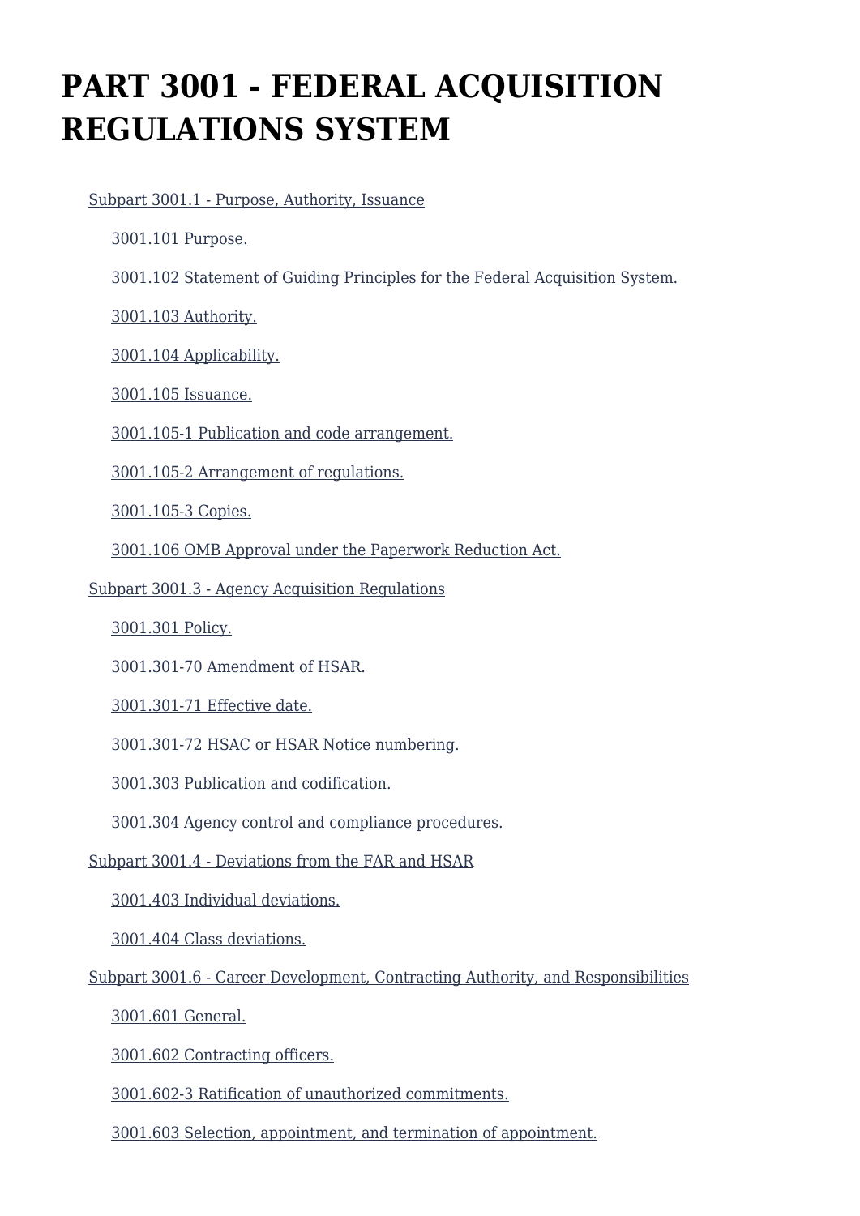# PART 3001 - FEDERAL ACQUISITION REGULATIONS SYSTEM

- Subpart 3001.1 - Purpose, Authority, Issuance
  - 3001.101 Purpose.
  - 3001.102 Statement of Guiding Principles for the Federal Acquisition System.
  - 3001.103 Authority.
  - 3001.104 Applicability.
  - 3001.105 Issuance.
  - 3001.105-1 Publication and code arrangement.
  - 3001.105-2 Arrangement of regulations.
  - 3001.105-3 Copies.
  - 3001.106 OMB Approval under the Paperwork Reduction Act.
- Subpart 3001.3 - Agency Acquisition Regulations
  - 3001.301 Policy.
  - 3001.301-70 Amendment of HSAR.
  - 3001.301-71 Effective date.
  - 3001.301-72 HSAC or HSAR Notice numbering.
  - 3001.303 Publication and codification.
  - 3001.304 Agency control and compliance procedures.
- Subpart 3001.4 - Deviations from the FAR and HSAR
  - 3001.403 Individual deviations.
  - 3001.404 Class deviations.
- Subpart 3001.6 - Career Development, Contracting Authority, and Responsibilities
  - 3001.601 General.
  - 3001.602 Contracting officers.
  - 3001.602-3 Ratification of unauthorized commitments.
  - 3001.603 Selection, appointment, and termination of appointment.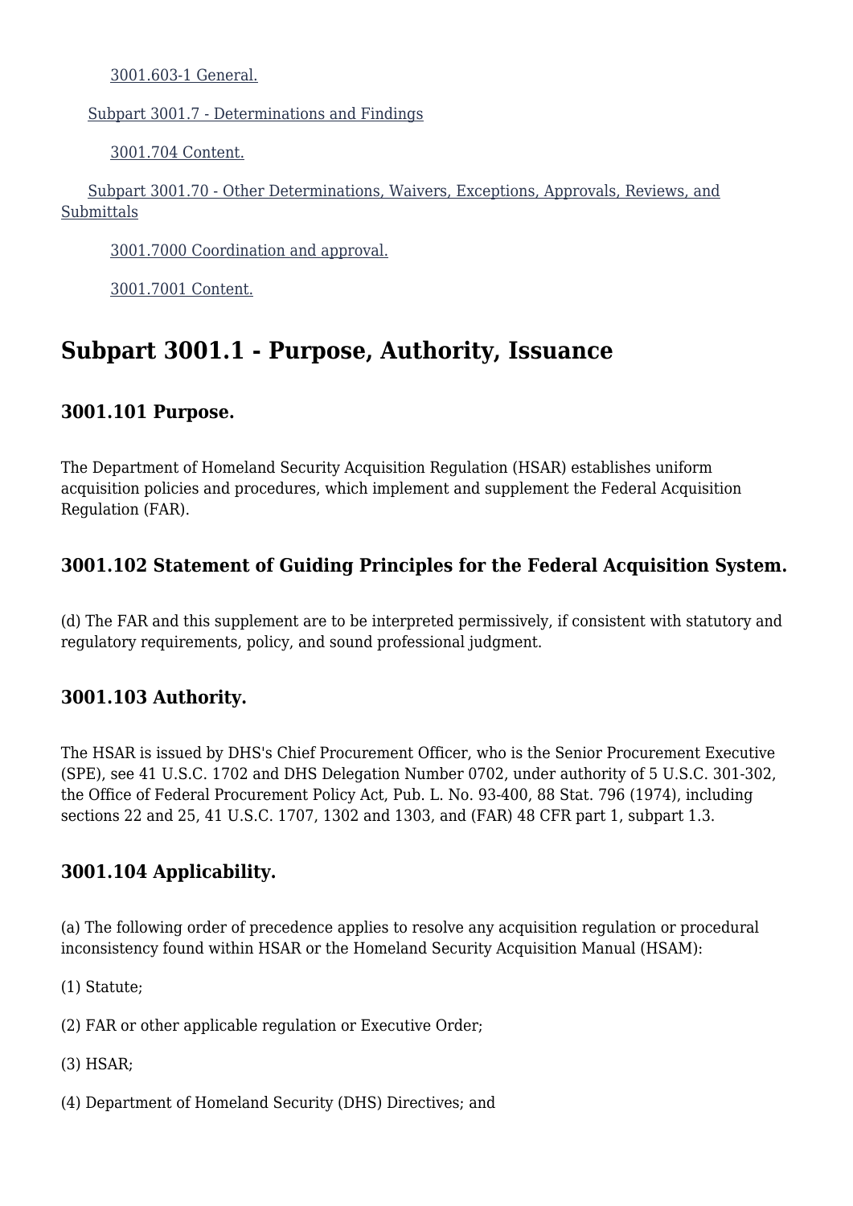[3001.603-1 General.]

[Subpart 3001.7 - Determinations and Findings]

[3001.704 Content.]

[Subpart 3001.70 - Other Determinations, Waivers, Exceptions, Approvals, Reviews, and Submittals]

[3001.7000 Coordination and approval.]

[3001.7001 Content.]

## Subpart 3001.1 - Purpose, Authority, Issuance

### 3001.101 Purpose.

The Department of Homeland Security Acquisition Regulation (HSAR) establishes uniform acquisition policies and procedures, which implement and supplement the Federal Acquisition Regulation (FAR).

### 3001.102 Statement of Guiding Principles for the Federal Acquisition System.

(d) The FAR and this supplement are to be interpreted permissively, if consistent with statutory and regulatory requirements, policy, and sound professional judgment.

### 3001.103 Authority.

The HSAR is issued by DHS's Chief Procurement Officer, who is the Senior Procurement Executive (SPE), see 41 U.S.C. 1702 and DHS Delegation Number 0702, under authority of 5 U.S.C. 301-302, the Office of Federal Procurement Policy Act, Pub. L. No. 93-400, 88 Stat. 796 (1974), including sections 22 and 25, 41 U.S.C. 1707, 1302 and 1303, and (FAR) 48 CFR part 1, subpart 1.3.

### 3001.104 Applicability.

(a) The following order of precedence applies to resolve any acquisition regulation or procedural inconsistency found within HSAR or the Homeland Security Acquisition Manual (HSAM):

(1) Statute;

(2) FAR or other applicable regulation or Executive Order;

(3) HSAR;

(4) Department of Homeland Security (DHS) Directives; and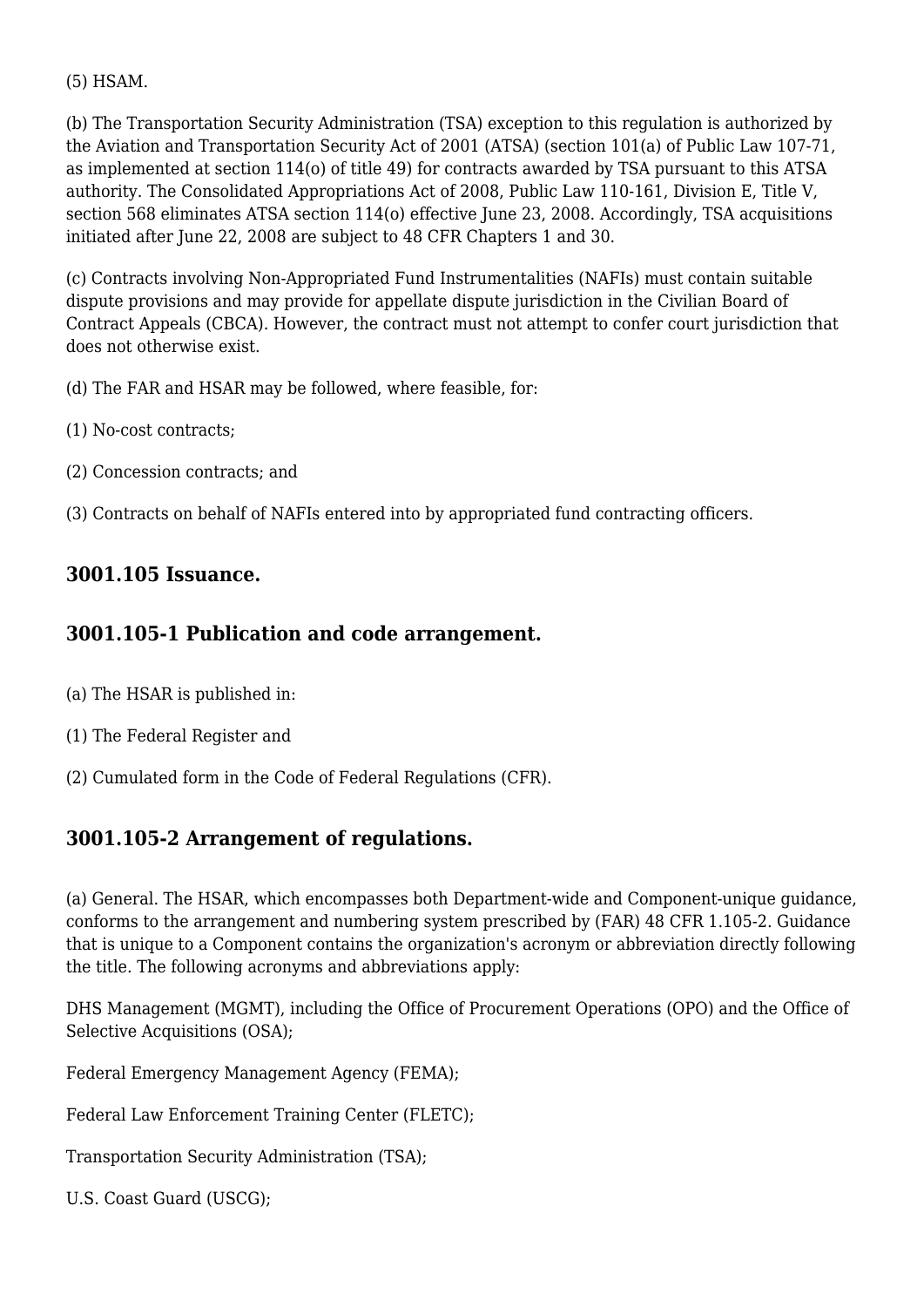(5) HSAM.

(b) The Transportation Security Administration (TSA) exception to this regulation is authorized by the Aviation and Transportation Security Act of 2001 (ATSA) (section 101(a) of Public Law 107-71, as implemented at section 114(o) of title 49) for contracts awarded by TSA pursuant to this ATSA authority. The Consolidated Appropriations Act of 2008, Public Law 110-161, Division E, Title V, section 568 eliminates ATSA section 114(o) effective June 23, 2008. Accordingly, TSA acquisitions initiated after June 22, 2008 are subject to 48 CFR Chapters 1 and 30.

(c) Contracts involving Non-Appropriated Fund Instrumentalities (NAFIs) must contain suitable dispute provisions and may provide for appellate dispute jurisdiction in the Civilian Board of Contract Appeals (CBCA). However, the contract must not attempt to confer court jurisdiction that does not otherwise exist.

(d) The FAR and HSAR may be followed, where feasible, for:

(1) No-cost contracts;

(2) Concession contracts; and

(3) Contracts on behalf of NAFIs entered into by appropriated fund contracting officers.

### 3001.105 Issuance.

### 3001.105-1 Publication and code arrangement.

(a) The HSAR is published in:

(1) The Federal Register and

(2) Cumulated form in the Code of Federal Regulations (CFR).

### 3001.105-2 Arrangement of regulations.

(a) General. The HSAR, which encompasses both Department-wide and Component-unique guidance, conforms to the arrangement and numbering system prescribed by (FAR) 48 CFR 1.105-2. Guidance that is unique to a Component contains the organization's acronym or abbreviation directly following the title. The following acronyms and abbreviations apply:

DHS Management (MGMT), including the Office of Procurement Operations (OPO) and the Office of Selective Acquisitions (OSA);

Federal Emergency Management Agency (FEMA);

Federal Law Enforcement Training Center (FLETC);

Transportation Security Administration (TSA);

U.S. Coast Guard (USCG);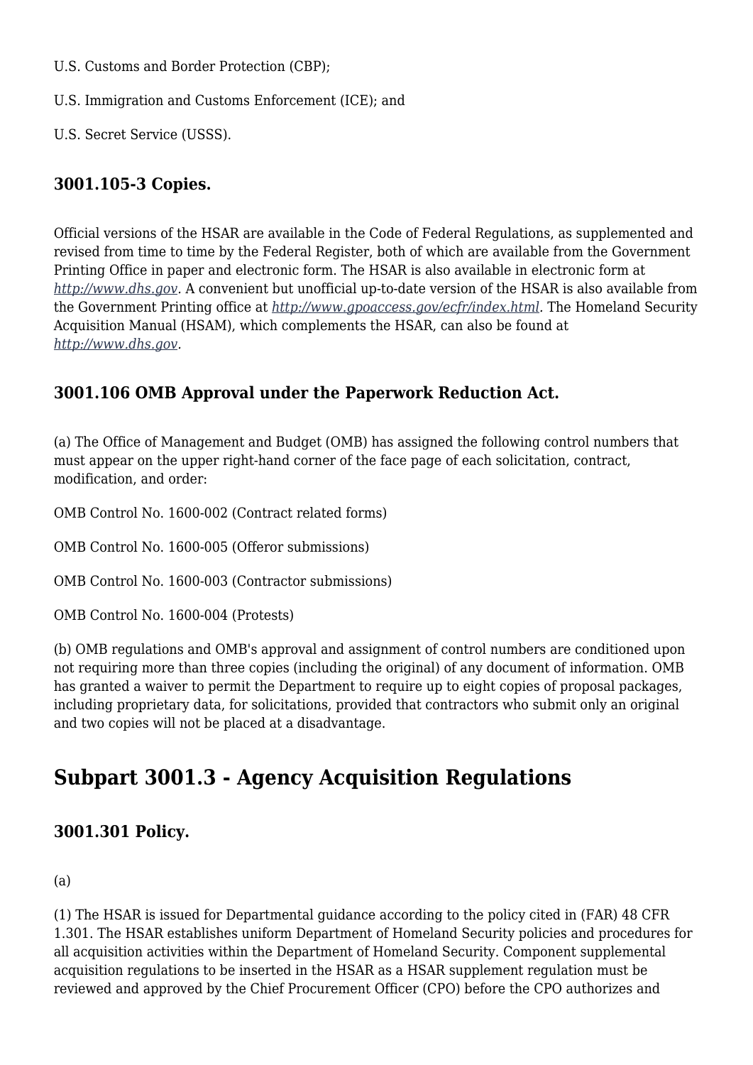U.S. Customs and Border Protection (CBP);

U.S. Immigration and Customs Enforcement (ICE); and

U.S. Secret Service (USSS).

### 3001.105-3 Copies.

Official versions of the HSAR are available in the Code of Federal Regulations, as supplemented and revised from time to time by the Federal Register, both of which are available from the Government Printing Office in paper and electronic form. The HSAR is also available in electronic form at *http://www.dhs.gov*. A convenient but unofficial up-to-date version of the HSAR is also available from the Government Printing office at *http://www.gpoaccess.gov/ecfr/index.html*. The Homeland Security Acquisition Manual (HSAM), which complements the HSAR, can also be found at *http://www.dhs.gov*.

### 3001.106 OMB Approval under the Paperwork Reduction Act.

(a) The Office of Management and Budget (OMB) has assigned the following control numbers that must appear on the upper right-hand corner of the face page of each solicitation, contract, modification, and order:

OMB Control No. 1600-002 (Contract related forms)

OMB Control No. 1600-005 (Offeror submissions)

OMB Control No. 1600-003 (Contractor submissions)

OMB Control No. 1600-004 (Protests)

(b) OMB regulations and OMB's approval and assignment of control numbers are conditioned upon not requiring more than three copies (including the original) of any document of information. OMB has granted a waiver to permit the Department to require up to eight copies of proposal packages, including proprietary data, for solicitations, provided that contractors who submit only an original and two copies will not be placed at a disadvantage.

## Subpart 3001.3 - Agency Acquisition Regulations

### 3001.301 Policy.

(a)

(1) The HSAR is issued for Departmental guidance according to the policy cited in (FAR) 48 CFR 1.301. The HSAR establishes uniform Department of Homeland Security policies and procedures for all acquisition activities within the Department of Homeland Security. Component supplemental acquisition regulations to be inserted in the HSAR as a HSAR supplement regulation must be reviewed and approved by the Chief Procurement Officer (CPO) before the CPO authorizes and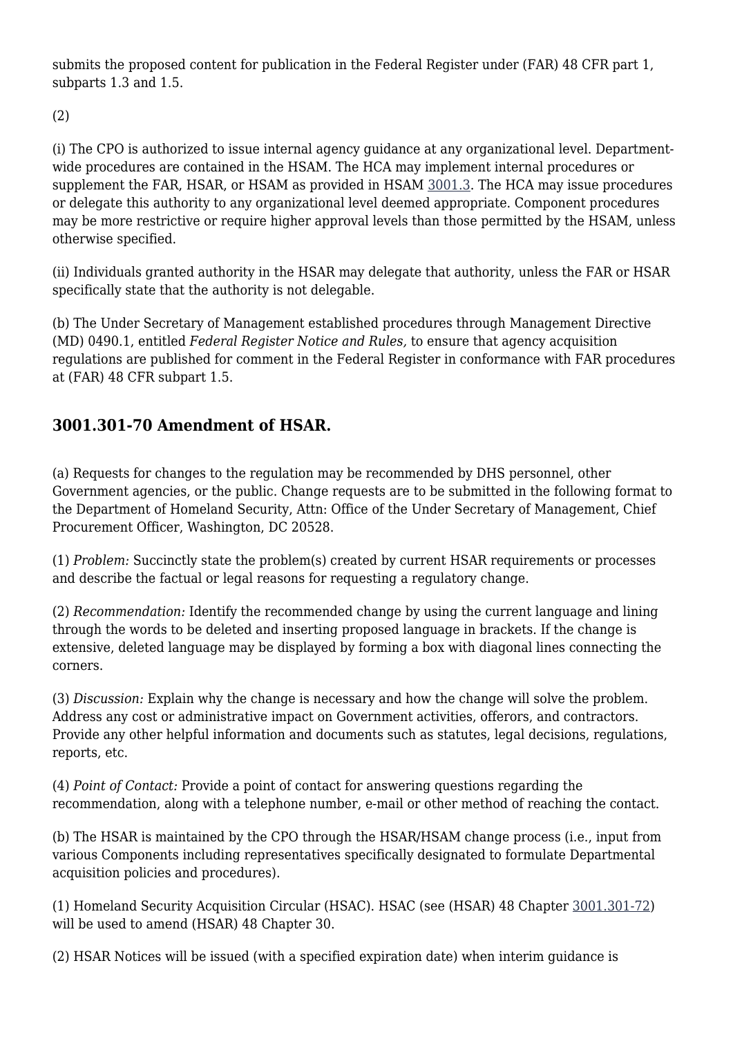submits the proposed content for publication in the Federal Register under (FAR) 48 CFR part 1, subparts 1.3 and 1.5.

(2)

(i) The CPO is authorized to issue internal agency guidance at any organizational level. Department-wide procedures are contained in the HSAM. The HCA may implement internal procedures or supplement the FAR, HSAR, or HSAM as provided in HSAM 3001.3. The HCA may issue procedures or delegate this authority to any organizational level deemed appropriate. Component procedures may be more restrictive or require higher approval levels than those permitted by the HSAM, unless otherwise specified.

(ii) Individuals granted authority in the HSAR may delegate that authority, unless the FAR or HSAR specifically state that the authority is not delegable.

(b) The Under Secretary of Management established procedures through Management Directive (MD) 0490.1, entitled *Federal Register Notice and Rules,* to ensure that agency acquisition regulations are published for comment in the Federal Register in conformance with FAR procedures at (FAR) 48 CFR subpart 1.5.

## 3001.301-70 Amendment of HSAR.

(a) Requests for changes to the regulation may be recommended by DHS personnel, other Government agencies, or the public. Change requests are to be submitted in the following format to the Department of Homeland Security, Attn: Office of the Under Secretary of Management, Chief Procurement Officer, Washington, DC 20528.

(1) *Problem:* Succinctly state the problem(s) created by current HSAR requirements or processes and describe the factual or legal reasons for requesting a regulatory change.

(2) *Recommendation:* Identify the recommended change by using the current language and lining through the words to be deleted and inserting proposed language in brackets. If the change is extensive, deleted language may be displayed by forming a box with diagonal lines connecting the corners.

(3) *Discussion:* Explain why the change is necessary and how the change will solve the problem. Address any cost or administrative impact on Government activities, offerors, and contractors. Provide any other helpful information and documents such as statutes, legal decisions, regulations, reports, etc.

(4) *Point of Contact:* Provide a point of contact for answering questions regarding the recommendation, along with a telephone number, e-mail or other method of reaching the contact.

(b) The HSAR is maintained by the CPO through the HSAR/HSAM change process (i.e., input from various Components including representatives specifically designated to formulate Departmental acquisition policies and procedures).

(1) Homeland Security Acquisition Circular (HSAC). HSAC (see (HSAR) 48 Chapter 3001.301-72) will be used to amend (HSAR) 48 Chapter 30.

(2) HSAR Notices will be issued (with a specified expiration date) when interim guidance is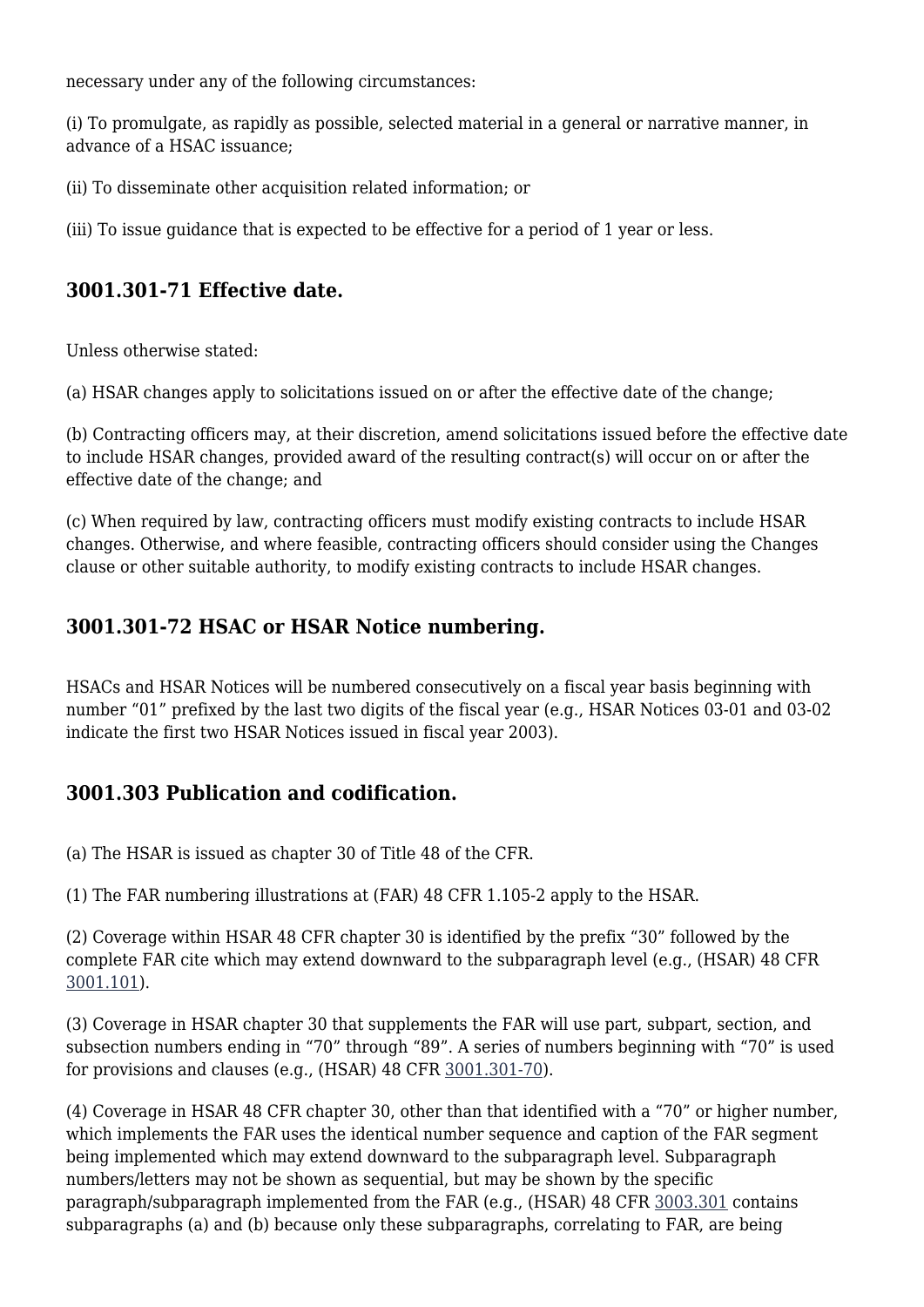necessary under any of the following circumstances:

(i) To promulgate, as rapidly as possible, selected material in a general or narrative manner, in advance of a HSAC issuance;

(ii) To disseminate other acquisition related information; or

(iii) To issue guidance that is expected to be effective for a period of 1 year or less.

### 3001.301-71 Effective date.

Unless otherwise stated:

(a) HSAR changes apply to solicitations issued on or after the effective date of the change;

(b) Contracting officers may, at their discretion, amend solicitations issued before the effective date to include HSAR changes, provided award of the resulting contract(s) will occur on or after the effective date of the change; and

(c) When required by law, contracting officers must modify existing contracts to include HSAR changes. Otherwise, and where feasible, contracting officers should consider using the Changes clause or other suitable authority, to modify existing contracts to include HSAR changes.

### 3001.301-72 HSAC or HSAR Notice numbering.

HSACs and HSAR Notices will be numbered consecutively on a fiscal year basis beginning with number "01" prefixed by the last two digits of the fiscal year (e.g., HSAR Notices 03-01 and 03-02 indicate the first two HSAR Notices issued in fiscal year 2003).

### 3001.303 Publication and codification.

(a) The HSAR is issued as chapter 30 of Title 48 of the CFR.

(1) The FAR numbering illustrations at (FAR) 48 CFR 1.105-2 apply to the HSAR.

(2) Coverage within HSAR 48 CFR chapter 30 is identified by the prefix "30" followed by the complete FAR cite which may extend downward to the subparagraph level (e.g., (HSAR) 48 CFR 3001.101).

(3) Coverage in HSAR chapter 30 that supplements the FAR will use part, subpart, section, and subsection numbers ending in "70" through "89". A series of numbers beginning with "70" is used for provisions and clauses (e.g., (HSAR) 48 CFR 3001.301-70).

(4) Coverage in HSAR 48 CFR chapter 30, other than that identified with a "70" or higher number, which implements the FAR uses the identical number sequence and caption of the FAR segment being implemented which may extend downward to the subparagraph level. Subparagraph numbers/letters may not be shown as sequential, but may be shown by the specific paragraph/subparagraph implemented from the FAR (e.g., (HSAR) 48 CFR 3003.301 contains subparagraphs (a) and (b) because only these subparagraphs, correlating to FAR, are being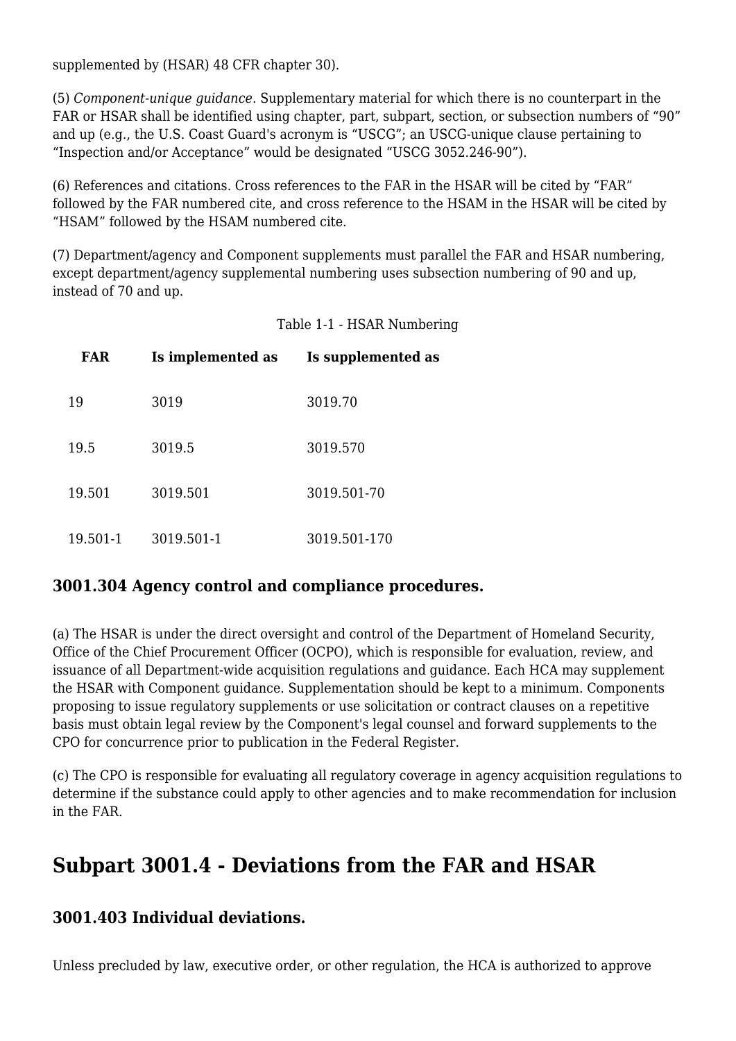supplemented by (HSAR) 48 CFR chapter 30).

(5) *Component-unique guidance.* Supplementary material for which there is no counterpart in the FAR or HSAR shall be identified using chapter, part, subpart, section, or subsection numbers of "90" and up (e.g., the U.S. Coast Guard's acronym is "USCG"; an USCG-unique clause pertaining to "Inspection and/or Acceptance" would be designated "USCG 3052.246-90").

(6) References and citations. Cross references to the FAR in the HSAR will be cited by "FAR" followed by the FAR numbered cite, and cross reference to the HSAM in the HSAR will be cited by "HSAM" followed by the HSAM numbered cite.

(7) Department/agency and Component supplements must parallel the FAR and HSAR numbering, except department/agency supplemental numbering uses subsection numbering of 90 and up, instead of 70 and up.

Table 1-1 - HSAR Numbering

| FAR | Is implemented as | Is supplemented as |
|---|---|---|
| 19 | 3019 | 3019.70 |
| 19.5 | 3019.5 | 3019.570 |
| 19.501 | 3019.501 | 3019.501-70 |
| 19.501-1 | 3019.501-1 | 3019.501-170 |

### 3001.304 Agency control and compliance procedures.

(a) The HSAR is under the direct oversight and control of the Department of Homeland Security, Office of the Chief Procurement Officer (OCPO), which is responsible for evaluation, review, and issuance of all Department-wide acquisition regulations and guidance. Each HCA may supplement the HSAR with Component guidance. Supplementation should be kept to a minimum. Components proposing to issue regulatory supplements or use solicitation or contract clauses on a repetitive basis must obtain legal review by the Component's legal counsel and forward supplements to the CPO for concurrence prior to publication in the Federal Register.

(c) The CPO is responsible for evaluating all regulatory coverage in agency acquisition regulations to determine if the substance could apply to other agencies and to make recommendation for inclusion in the FAR.

## Subpart 3001.4 - Deviations from the FAR and HSAR

### 3001.403 Individual deviations.

Unless precluded by law, executive order, or other regulation, the HCA is authorized to approve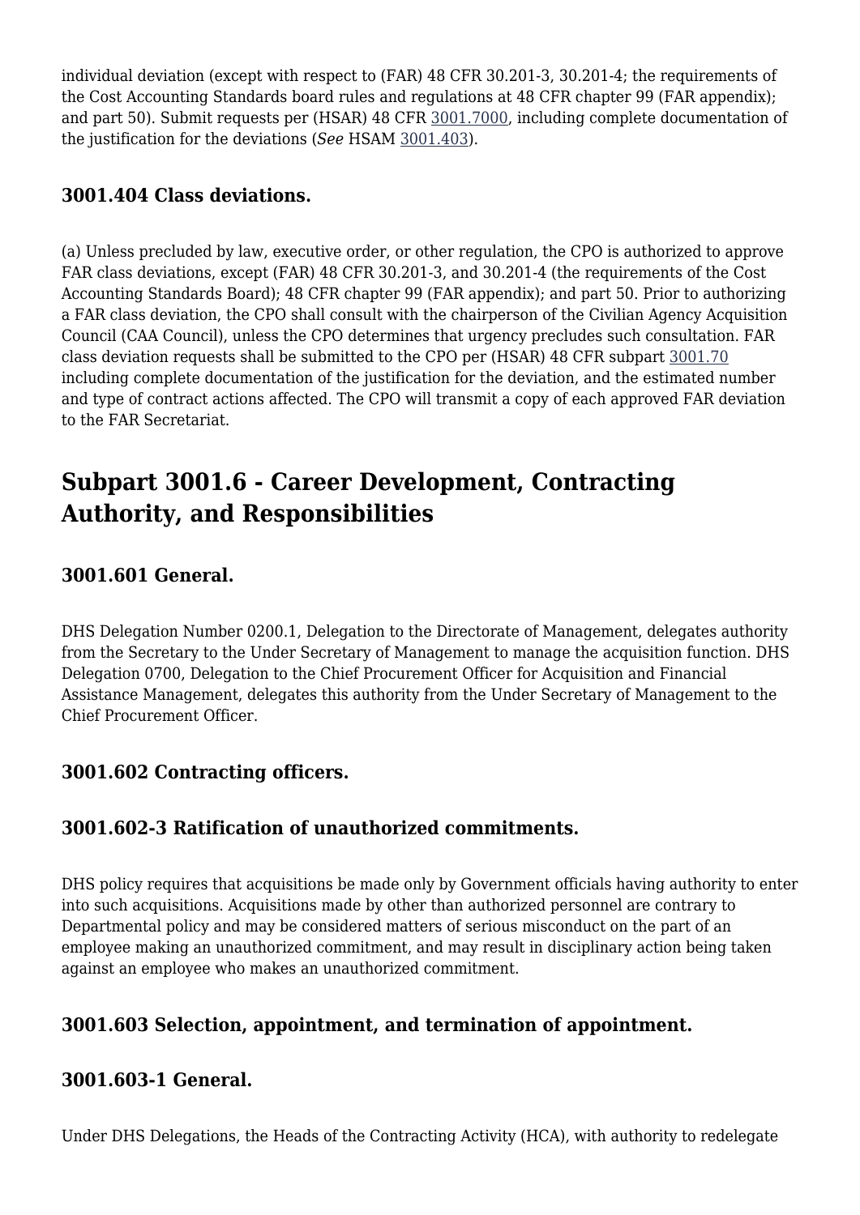individual deviation (except with respect to (FAR) 48 CFR 30.201-3, 30.201-4; the requirements of the Cost Accounting Standards board rules and regulations at 48 CFR chapter 99 (FAR appendix); and part 50). Submit requests per (HSAR) 48 CFR 3001.7000, including complete documentation of the justification for the deviations (*See* HSAM 3001.403).

### 3001.404 Class deviations.

(a) Unless precluded by law, executive order, or other regulation, the CPO is authorized to approve FAR class deviations, except (FAR) 48 CFR 30.201-3, and 30.201-4 (the requirements of the Cost Accounting Standards Board); 48 CFR chapter 99 (FAR appendix); and part 50. Prior to authorizing a FAR class deviation, the CPO shall consult with the chairperson of the Civilian Agency Acquisition Council (CAA Council), unless the CPO determines that urgency precludes such consultation. FAR class deviation requests shall be submitted to the CPO per (HSAR) 48 CFR subpart 3001.70 including complete documentation of the justification for the deviation, and the estimated number and type of contract actions affected. The CPO will transmit a copy of each approved FAR deviation to the FAR Secretariat.

## Subpart 3001.6 - Career Development, Contracting Authority, and Responsibilities

### 3001.601 General.

DHS Delegation Number 0200.1, Delegation to the Directorate of Management, delegates authority from the Secretary to the Under Secretary of Management to manage the acquisition function. DHS Delegation 0700, Delegation to the Chief Procurement Officer for Acquisition and Financial Assistance Management, delegates this authority from the Under Secretary of Management to the Chief Procurement Officer.

### 3001.602 Contracting officers.

### 3001.602-3 Ratification of unauthorized commitments.

DHS policy requires that acquisitions be made only by Government officials having authority to enter into such acquisitions. Acquisitions made by other than authorized personnel are contrary to Departmental policy and may be considered matters of serious misconduct on the part of an employee making an unauthorized commitment, and may result in disciplinary action being taken against an employee who makes an unauthorized commitment.

### 3001.603 Selection, appointment, and termination of appointment.

### 3001.603-1 General.

Under DHS Delegations, the Heads of the Contracting Activity (HCA), with authority to redelegate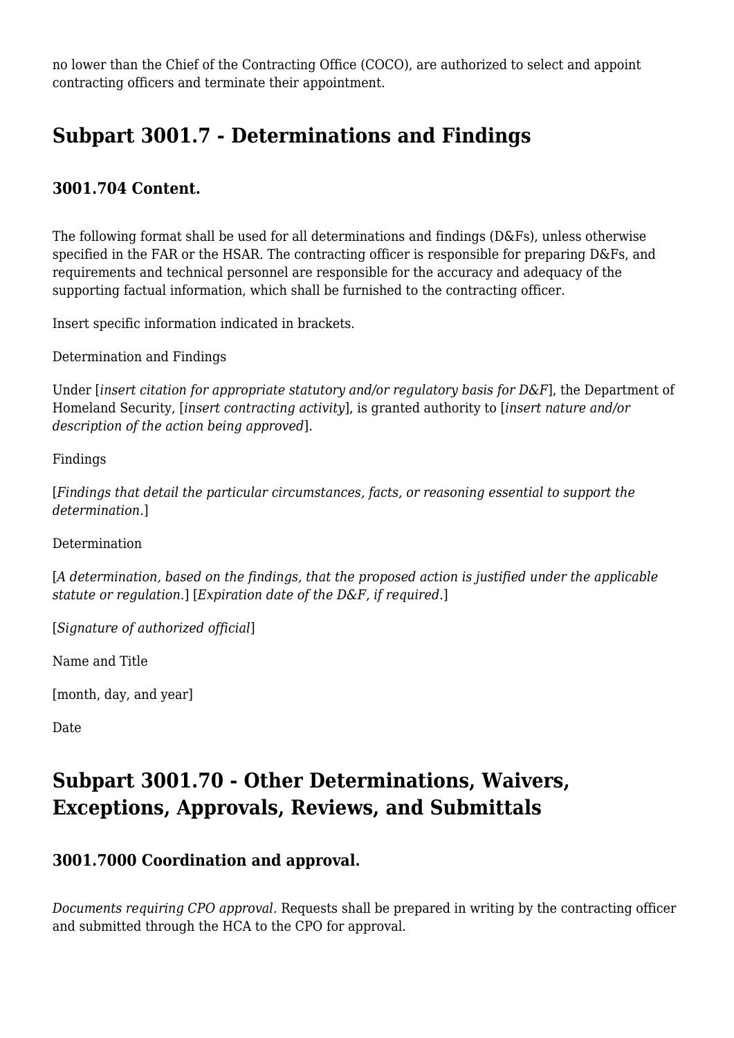no lower than the Chief of the Contracting Office (COCO), are authorized to select and appoint contracting officers and terminate their appointment.

## Subpart 3001.7 - Determinations and Findings

### 3001.704 Content.

The following format shall be used for all determinations and findings (D&Fs), unless otherwise specified in the FAR or the HSAR. The contracting officer is responsible for preparing D&Fs, and requirements and technical personnel are responsible for the accuracy and adequacy of the supporting factual information, which shall be furnished to the contracting officer.

Insert specific information indicated in brackets.

Determination and Findings

Under [*insert citation for appropriate statutory and/or regulatory basis for D&F*], the Department of Homeland Security, [*insert contracting activity*], is granted authority to [*insert nature and/or description of the action being approved*].

Findings

[*Findings that detail the particular circumstances, facts, or reasoning essential to support the determination.*]

Determination

[*A determination, based on the findings, that the proposed action is justified under the applicable statute or regulation.*] [*Expiration date of the D&F, if required.*]

[*Signature of authorized official*]

Name and Title

[month, day, and year]

Date

## Subpart 3001.70 - Other Determinations, Waivers, Exceptions, Approvals, Reviews, and Submittals

### 3001.7000 Coordination and approval.

*Documents requiring CPO approval*. Requests shall be prepared in writing by the contracting officer and submitted through the HCA to the CPO for approval.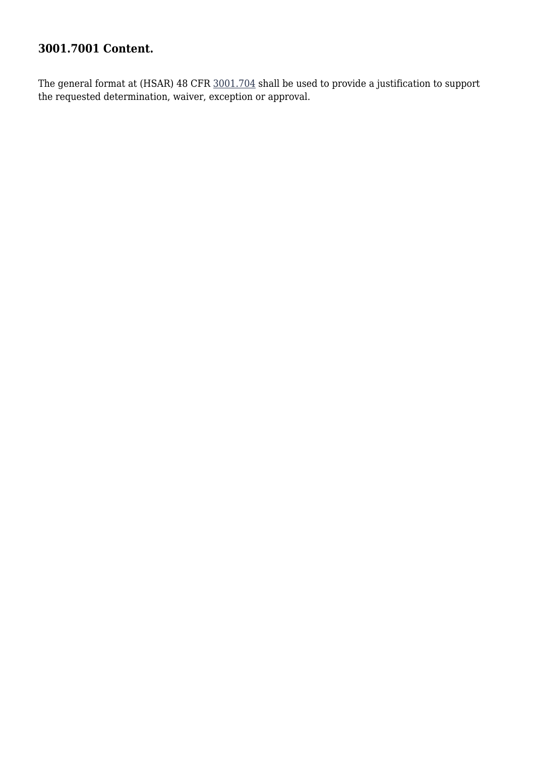### 3001.7001 Content.

The general format at (HSAR) 48 CFR 3001.704 shall be used to provide a justification to support the requested determination, waiver, exception or approval.